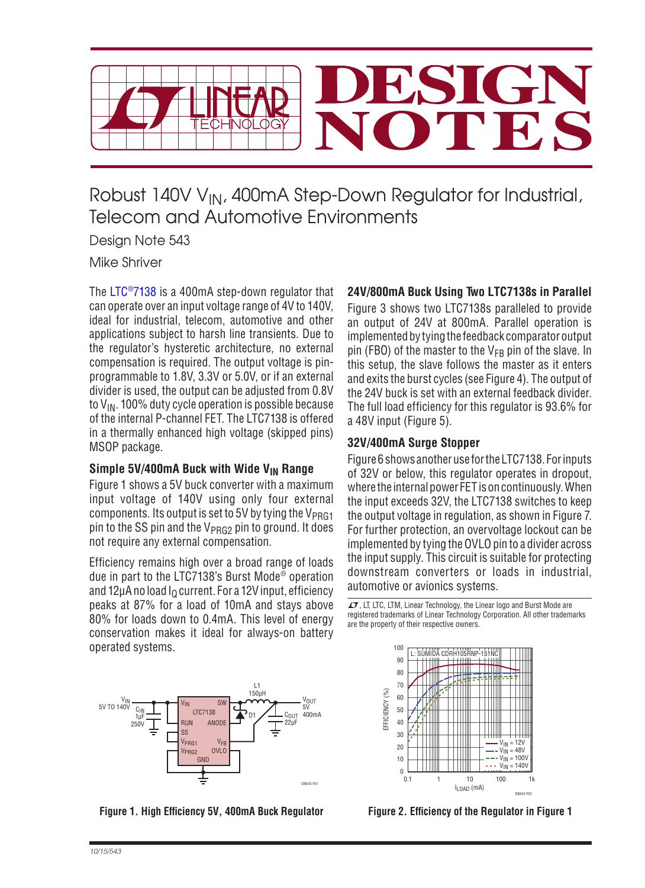# Robust 140V $V_{IN}$, 400mA Step-Down Regulator for Industrial, Telecom and Automotive Environments

Design Note 543

Mike Shriver

The LTC®7138 is a 400mA step-down regulator that can operate over an input voltage range of 4V to 140V, ideal for industrial, telecom, automotive and other applications subject to harsh line transients. Due to the regulator's hysteretic architecture, no external compensation is required. The output voltage is pin-programmable to 1.8V, 3.3V or 5.0V, or if an external divider is used, the output can be adjusted from 0.8V to $V_{IN}$. 100% duty cycle operation is possible because of the internal P-channel FET. The LTC7138 is offered in a thermally enhanced high voltage (skipped pins) MSOP package.

### Simple 5V/400mA Buck with Wide $V_{IN}$ Range

Figure 1 shows a 5V buck converter with a maximum input voltage of 140V using only four external components. Its output is set to 5V by tying the $V_{PRG1}$ pin to the SS pin and the $V_{PRG2}$ pin to ground. It does not require any external compensation.

Efficiency remains high over a broad range of loads due in part to the LTC7138's Burst Mode® operation and 12µA no load $I_Q$ current. For a 12V input, efficiency peaks at 87% for a load of 10mA and stays above 80% for loads down to 0.4mA. This level of energy conservation makes it ideal for always-on battery operated systems.

### 24V/800mA Buck Using Two LTC7138s in Parallel

Figure 3 shows two LTC7138s paralleled to provide an output of 24V at 800mA. Parallel operation is implemented by tying the feedback comparator output pin (FBO) of the master to the $V_{FB}$ pin of the slave. In this setup, the slave follows the master as it enters and exits the burst cycles (see Figure 4). The output of the 24V buck is set with an external feedback divider. The full load efficiency for this regulator is 93.6% for a 48V input (Figure 5).

### 32V/400mA Surge Stopper

Figure 6 shows another use for the LTC7138. For inputs of 32V or below, this regulator operates in dropout, where the internal power FET is on continuously. When the input exceeds 32V, the LTC7138 switches to keep the output voltage in regulation, as shown in Figure 7. For further protection, an overvoltage lockout can be implemented by tying the OVLO pin to a divider across the input supply. This circuit is suitable for protecting downstream converters or loads in industrial, automotive or avionics systems.

LT, LTC, LTM, Linear Technology, the Linear logo and Burst Mode are registered trademarks of Linear Technology Corporation. All other trademarks are the property of their respective owners.

Figure 1. High Efficiency 5V, 400mA Buck Regulator

Figure 2. Efficiency of the Regulator in Figure 1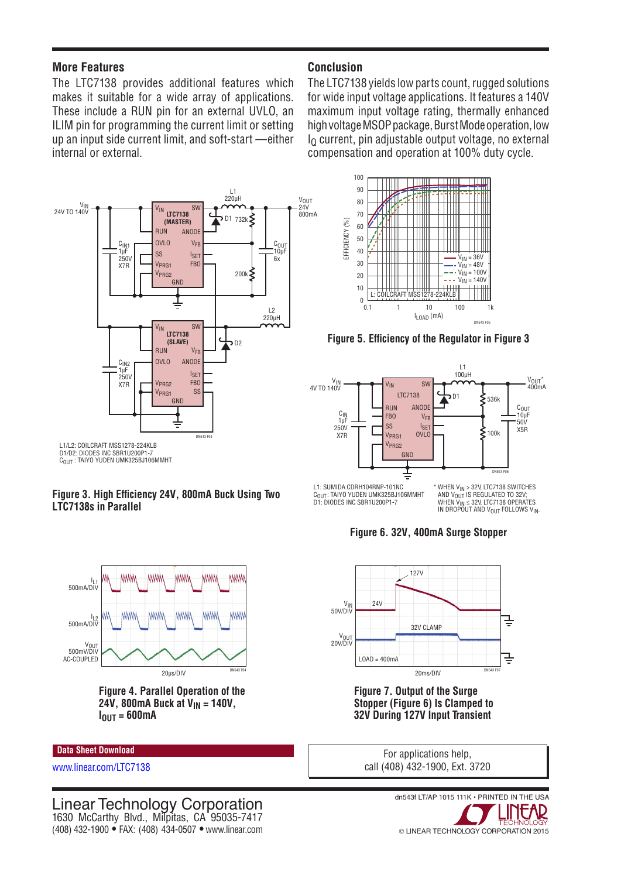## More Features

The LTC7138 provides additional features which makes it suitable for a wide array of applications. These include a RUN pin for an external UVLO, an ILIM pin for programming the current limit or setting up an input side current limit, and soft-start —either internal or external.

## Conclusion

The LTC7138 yields low parts count, rugged solutions for wide input voltage applications. It features a 140V maximum input voltage rating, thermally enhanced high voltage MSOP package, Burst Mode operation, low $I_Q$ current, pin adjustable output voltage, no external compensation and operation at 100% duty cycle.

L1/L2: COILCRAFT MSS1278-224KLB
D1/D2: DIODES INC SBR1U200P1-7
$C_{OUT}$: TAIYO YUDEN UMK325BJ106MMHT

**Figure 3. High Efficiency 24V, 800mA Buck Using Two LTC7138s in Parallel**

EFFICIENCY (%)
$I_{LOAD}$ (mA)
$V_{IN}$ = 36V
$V_{IN}$ = 48V
$V_{IN}$ = 100V
$V_{IN}$ = 140V
L: COILCRAFT MSS1278-224KLB

**Figure 5. Efficiency of the Regulator in Figure 3**

L1: SUMIDA CDRH104RNP-101NC
$C_{OUT}$: TAIYO YUDEN UMK325BJ106MMHT
D1: DIODES INC SBR1U200P1-7

* WHEN $V_{IN}$ > 32V, LTC7138 SWITCHES AND $V_{OUT}$ IS REGULATED TO 32V; WHEN $V_{IN}$ ≤ 32V, LTC7138 OPERATES IN DROPOUT AND $V_{OUT}$ FOLLOWS $V_{IN}$.

**Figure 6. 32V, 400mA Surge Stopper**

$I_{L1}$ 500mA/DIV
$I_{L2}$ 500mA/DIV
$V_{OUT}$ 500mV/DIV AC-COUPLED
20µs/DIV

**Figure 4. Parallel Operation of the 24V, 800mA Buck at $V_{IN}$ = 140V, $I_{OUT}$ = 600mA**

$V_{IN}$ 50V/DIV
$V_{OUT}$ 20V/DIV
127V
24V
32V CLAMP
LOAD = 400mA
20ms/DIV

**Figure 7. Output of the Surge Stopper (Figure 6) Is Clamped to 32V During 127V Input Transient**

**Data Sheet Download**

www.linear.com/LTC7138

For applications help,
call (408) 432-1900, Ext. 3720

Linear Technology Corporation
1630 McCarthy Blvd., Milpitas, CA 95035-7417
(408) 432-1900 • FAX: (408) 434-0507 • www.linear.com

dn543f LT/AP 1015 111K • PRINTED IN THE USA

© LINEAR TECHNOLOGY CORPORATION 2015